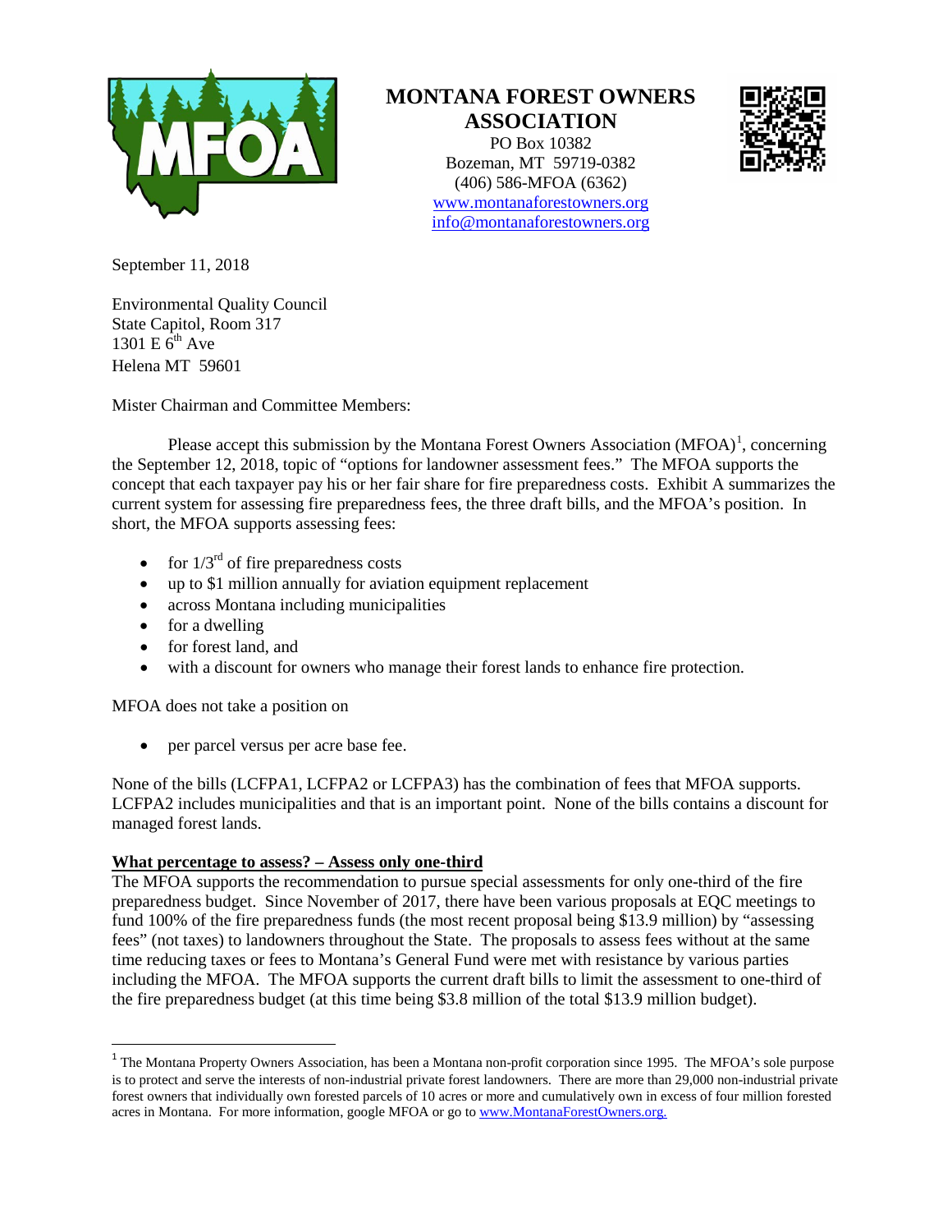# MONTANA FOREST OWNERS ASSOCIATION

PO Box 10382
Bozeman, MT 59719-0382
(406) 586-MFOA (6362)
www.montanaforestowners.org
info@montanaforestowners.org

September 11, 2018

Environmental Quality Council
State Capitol, Room 317
1301 E 6th Ave
Helena MT 59601

Mister Chairman and Committee Members:

Please accept this submission by the Montana Forest Owners Association (MFOA)[1], concerning the September 12, 2018, topic of "options for landowner assessment fees." The MFOA supports the concept that each taxpayer pay his or her fair share for fire preparedness costs. Exhibit A summarizes the current system for assessing fire preparedness fees, the three draft bills, and the MFOA's position. In short, the MFOA supports assessing fees:

- for 1/3rd of fire preparedness costs
- up to $1 million annually for aviation equipment replacement
- across Montana including municipalities
- for a dwelling
- for forest land, and
- with a discount for owners who manage their forest lands to enhance fire protection.

MFOA does not take a position on

- per parcel versus per acre base fee.

None of the bills (LCFPA1, LCFPA2 or LCFPA3) has the combination of fees that MFOA supports. LCFPA2 includes municipalities and that is an important point. None of the bills contains a discount for managed forest lands.

**What percentage to assess? – Assess only one-third**

The MFOA supports the recommendation to pursue special assessments for only one-third of the fire preparedness budget. Since November of 2017, there have been various proposals at EQC meetings to fund 100% of the fire preparedness funds (the most recent proposal being $13.9 million) by "assessing fees" (not taxes) to landowners throughout the State. The proposals to assess fees without at the same time reducing taxes or fees to Montana's General Fund were met with resistance by various parties including the MFOA. The MFOA supports the current draft bills to limit the assessment to one-third of the fire preparedness budget (at this time being $3.8 million of the total $13.9 million budget).

---

[1] The Montana Property Owners Association, has been a Montana non-profit corporation since 1995. The MFOA's sole purpose is to protect and serve the interests of non-industrial private forest landowners. There are more than 29,000 non-industrial private forest owners that individually own forested parcels of 10 acres or more and cumulatively own in excess of four million forested acres in Montana. For more information, google MFOA or go to www.MontanaForestOwners.org.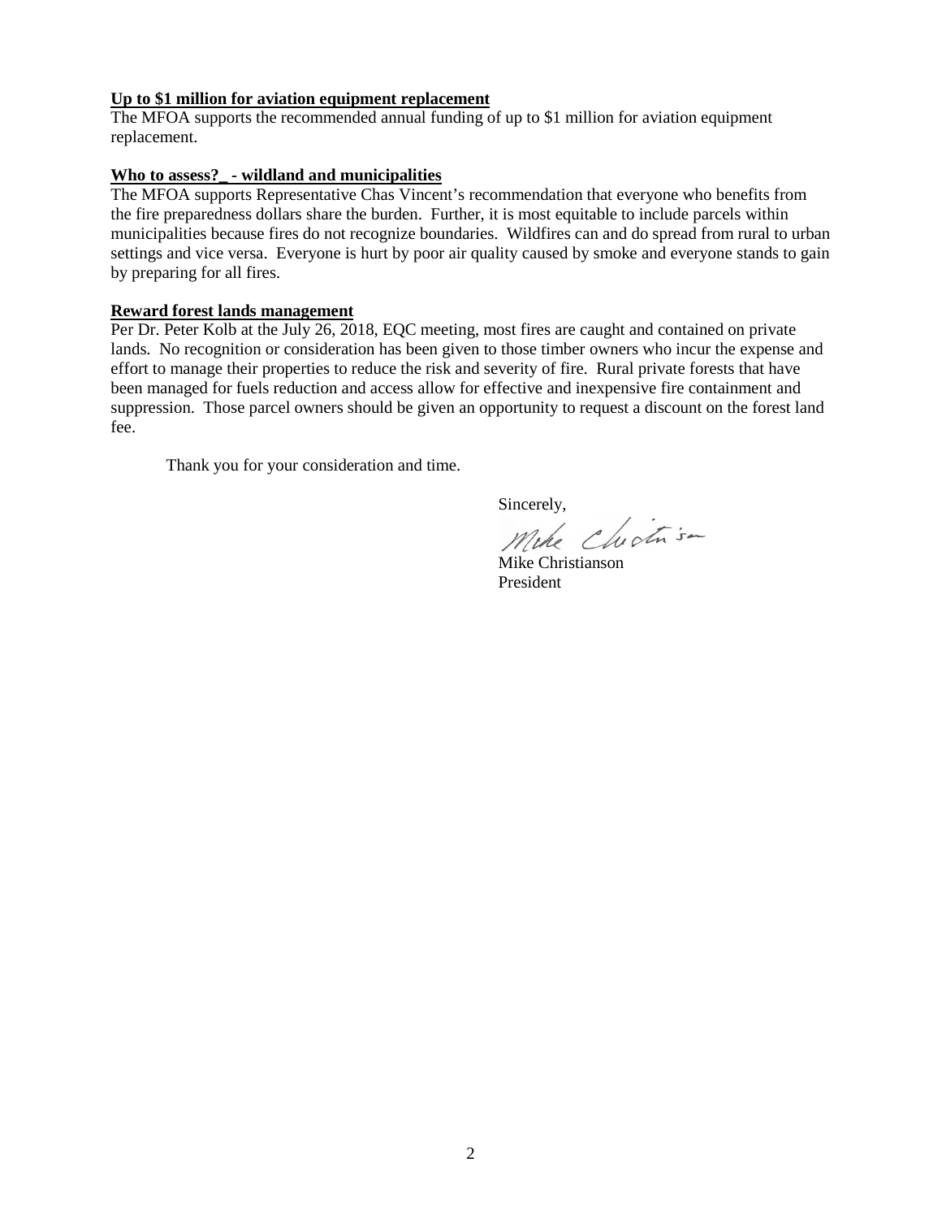**Up to $1 million for aviation equipment replacement**

The MFOA supports the recommended annual funding of up to $1 million for aviation equipment replacement.

**Who to assess?_ - wildland and municipalities**

The MFOA supports Representative Chas Vincent's recommendation that everyone who benefits from the fire preparedness dollars share the burden. Further, it is most equitable to include parcels within municipalities because fires do not recognize boundaries. Wildfires can and do spread from rural to urban settings and vice versa. Everyone is hurt by poor air quality caused by smoke and everyone stands to gain by preparing for all fires.

**Reward forest lands management**

Per Dr. Peter Kolb at the July 26, 2018, EQC meeting, most fires are caught and contained on private lands. No recognition or consideration has been given to those timber owners who incur the expense and effort to manage their properties to reduce the risk and severity of fire. Rural private forests that have been managed for fuels reduction and access allow for effective and inexpensive fire containment and suppression. Those parcel owners should be given an opportunity to request a discount on the forest land fee.

Thank you for your consideration and time.

Sincerely,

Mike Christianson
President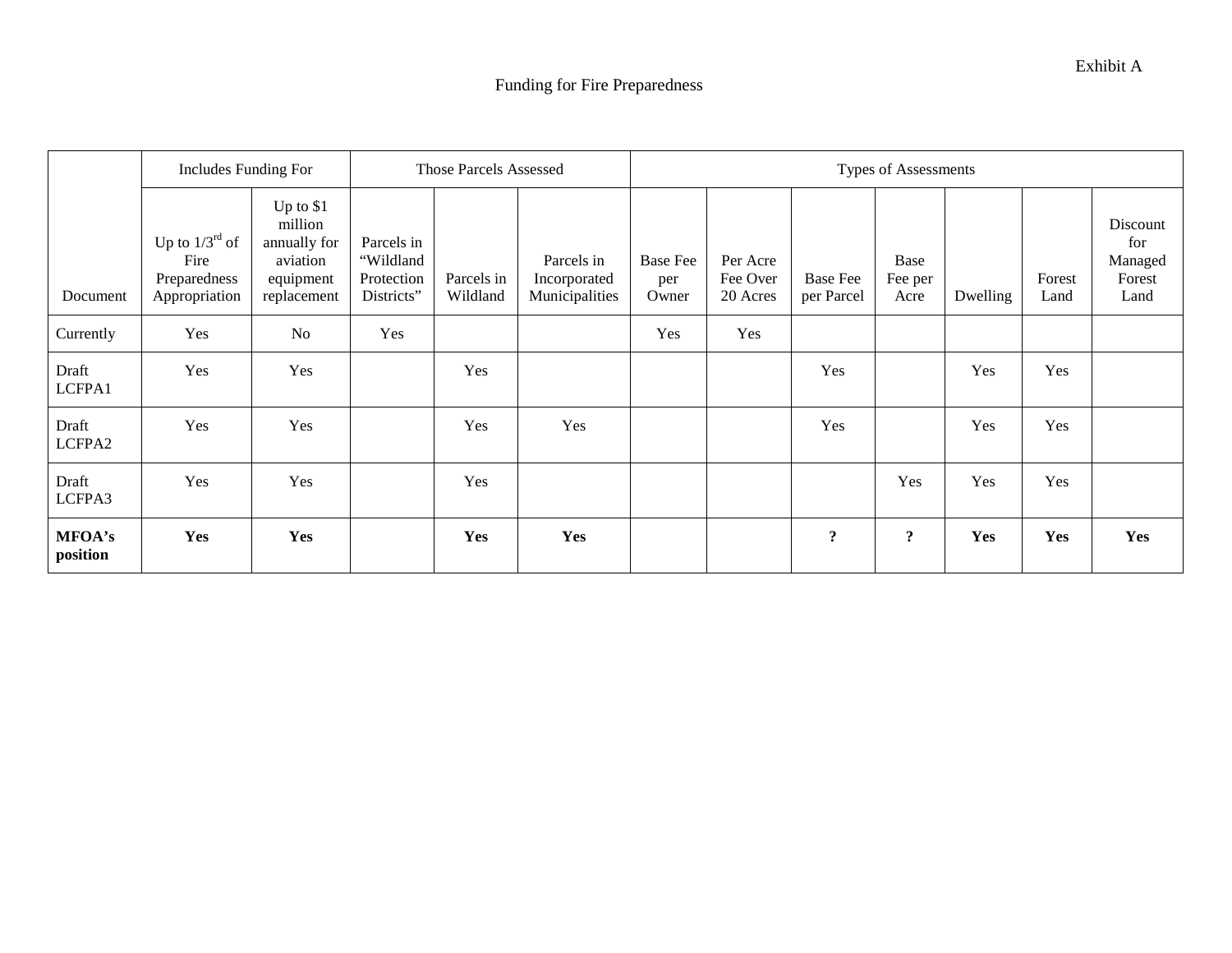Exhibit A

# Funding for Fire Preparedness

| Document | Includes Funding For | | Those Parcels Assessed | | | Types of Assessments | | | | | | |
|---|---|---|---|---|---|---|---|---|---|---|---|---|
| | Up to 1/3rd of Fire Preparedness Appropriation | Up to $1 million annually for aviation equipment replacement | Parcels in "Wildland Protection Districts" | Parcels in Wildland | Parcels in Incorporated Municipalities | Base Fee per Owner | Per Acre Fee Over 20 Acres | Base Fee per Parcel | Base Fee per Acre | Dwelling | Forest Land | Discount for Managed Forest Land |
| Currently | Yes | No | Yes | | | Yes | Yes | | | | | |
| Draft LCFPA1 | Yes | Yes | | Yes | | | | Yes | | Yes | Yes | |
| Draft LCFPA2 | Yes | Yes | | Yes | Yes | | | Yes | | Yes | Yes | |
| Draft LCFPA3 | Yes | Yes | | Yes | | | | | Yes | Yes | Yes | |
| **MFOA's position** | **Yes** | **Yes** | | **Yes** | **Yes** | | | **?** | **?** | **Yes** | **Yes** | **Yes** |